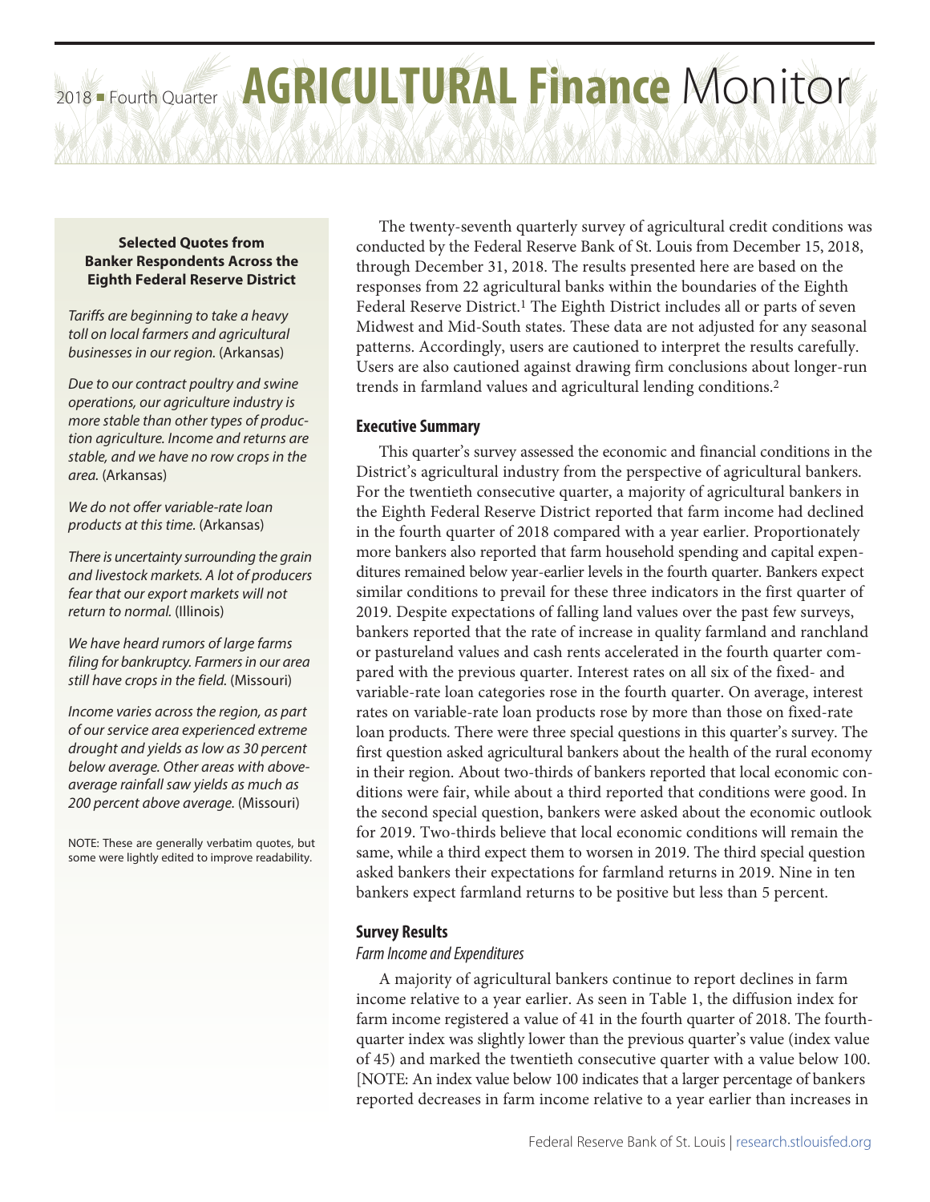# 2018 ■ Fourth Quarter **AGRICULTURAL Finance** Monitor

**Selected Quotes from Banker Respondents Across the Eighth Federal Reserve District**

*Tariffs are beginning to take a heavy toll on local farmers and agricultural businesses in our region.* (Arkansas)

*Due to our contract poultry and swine operations, our agriculture industry is more stable than other types of production agriculture. Income and returns are stable, and we have no row crops in the area.* (Arkansas)

*We do not offer variable-rate loan products at this time.* (Arkansas)

*There is uncertainty surrounding the grain and livestock markets. A lot of producers fear that our export markets will not return to normal.* (Illinois)

*We have heard rumors of large farms filing for bankruptcy. Farmers in our area still have crops in the field.* (Missouri)

*Income varies across the region, as part of our service area experienced extreme drought and yields as low as 30 percent below average. Other areas with above-average rainfall saw yields as much as 200 percent above average.* (Missouri)

NOTE: These are generally verbatim quotes, but some were lightly edited to improve readability.

The twenty-seventh quarterly survey of agricultural credit conditions was conducted by the Federal Reserve Bank of St. Louis from December 15, 2018, through December 31, 2018. The results presented here are based on the responses from 22 agricultural banks within the boundaries of the Eighth Federal Reserve District.[1] The Eighth District includes all or parts of seven Midwest and Mid-South states. These data are not adjusted for any seasonal patterns. Accordingly, users are cautioned to interpret the results carefully. Users are also cautioned against drawing firm conclusions about longer-run trends in farmland values and agricultural lending conditions.[2]

## Executive Summary

This quarter's survey assessed the economic and financial conditions in the District's agricultural industry from the perspective of agricultural bankers. For the twentieth consecutive quarter, a majority of agricultural bankers in the Eighth Federal Reserve District reported that farm income had declined in the fourth quarter of 2018 compared with a year earlier. Proportionately more bankers also reported that farm household spending and capital expenditures remained below year-earlier levels in the fourth quarter. Bankers expect similar conditions to prevail for these three indicators in the first quarter of 2019. Despite expectations of falling land values over the past few surveys, bankers reported that the rate of increase in quality farmland and ranchland or pastureland values and cash rents accelerated in the fourth quarter compared with the previous quarter. Interest rates on all six of the fixed- and variable-rate loan categories rose in the fourth quarter. On average, interest rates on variable-rate loan products rose by more than those on fixed-rate loan products. There were three special questions in this quarter's survey. The first question asked agricultural bankers about the health of the rural economy in their region. About two-thirds of bankers reported that local economic conditions were fair, while about a third reported that conditions were good. In the second special question, bankers were asked about the economic outlook for 2019. Two-thirds believe that local economic conditions will remain the same, while a third expect them to worsen in 2019. The third special question asked bankers their expectations for farmland returns in 2019. Nine in ten bankers expect farmland returns to be positive but less than 5 percent.

## Survey Results

### *Farm Income and Expenditures*

A majority of agricultural bankers continue to report declines in farm income relative to a year earlier. As seen in Table 1, the diffusion index for farm income registered a value of 41 in the fourth quarter of 2018. The fourth-quarter index was slightly lower than the previous quarter's value (index value of 45) and marked the twentieth consecutive quarter with a value below 100. [NOTE: An index value below 100 indicates that a larger percentage of bankers reported decreases in farm income relative to a year earlier than increases in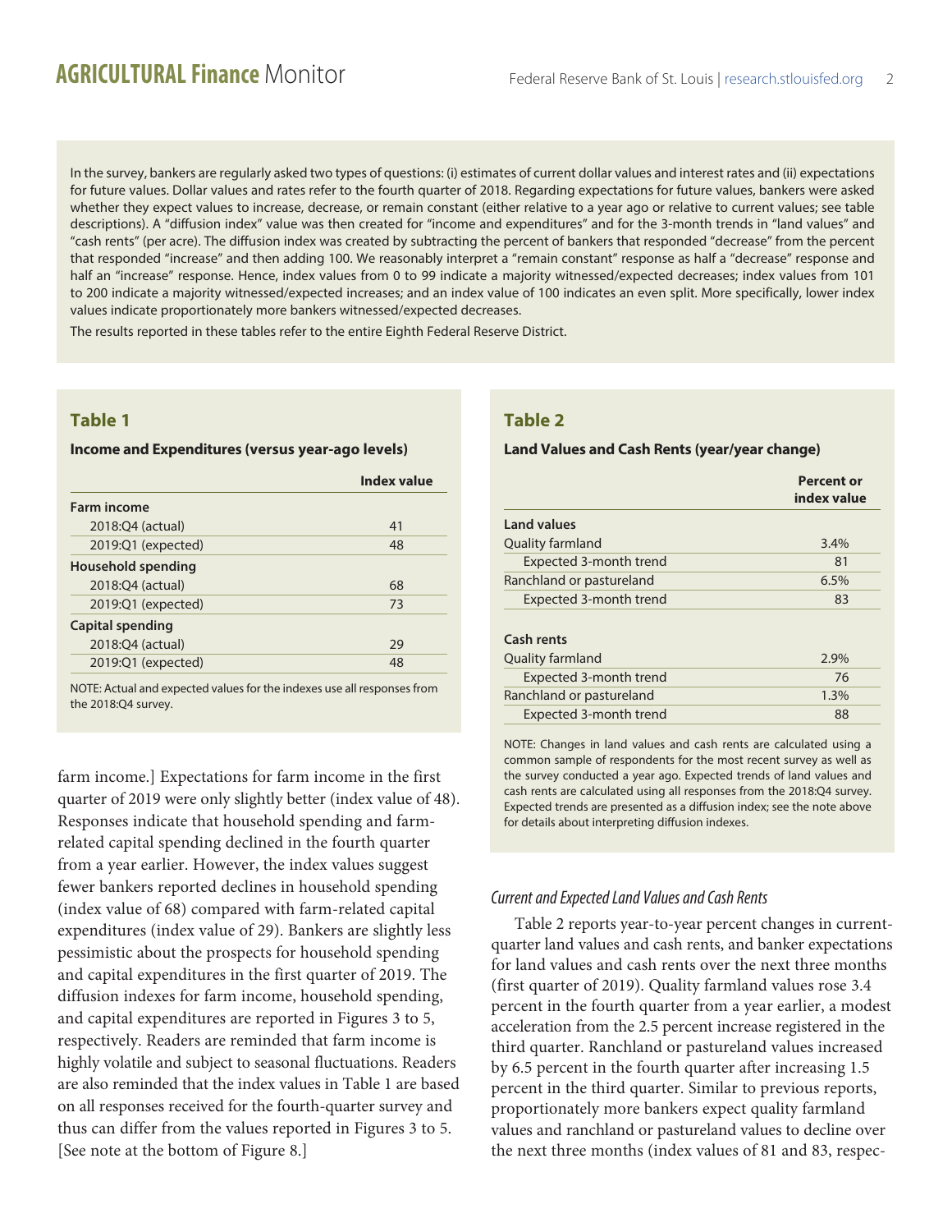In the survey, bankers are regularly asked two types of questions: (i) estimates of current dollar values and interest rates and (ii) expectations for future values. Dollar values and rates refer to the fourth quarter of 2018. Regarding expectations for future values, bankers were asked whether they expect values to increase, decrease, or remain constant (either relative to a year ago or relative to current values; see table descriptions). A "diffusion index" value was then created for "income and expenditures" and for the 3-month trends in "land values" and "cash rents" (per acre). The diffusion index was created by subtracting the percent of bankers that responded "decrease" from the percent that responded "increase" and then adding 100. We reasonably interpret a "remain constant" response as half a "decrease" response and half an "increase" response. Hence, index values from 0 to 99 indicate a majority witnessed/expected decreases; index values from 101 to 200 indicate a majority witnessed/expected increases; and an index value of 100 indicates an even split. More specifically, lower index values indicate proportionately more bankers witnessed/expected decreases.

The results reported in these tables refer to the entire Eighth Federal Reserve District.

### Table 1

**Income and Expenditures (versus year-ago levels)**

| | Index value |
|---|---|
| **Farm income** | |
| 2018:Q4 (actual) | 41 |
| 2019:Q1 (expected) | 48 |
| **Household spending** | |
| 2018:Q4 (actual) | 68 |
| 2019:Q1 (expected) | 73 |
| **Capital spending** | |
| 2018:Q4 (actual) | 29 |
| 2019:Q1 (expected) | 48 |

NOTE: Actual and expected values for the indexes use all responses from the 2018:Q4 survey.

### Table 2

**Land Values and Cash Rents (year/year change)**

| | Percent or index value |
|---|---|
| **Land values** | |
| Quality farmland | 3.4% |
| Expected 3-month trend | 81 |
| Ranchland or pastureland | 6.5% |
| Expected 3-month trend | 83 |
| **Cash rents** | |
| Quality farmland | 2.9% |
| Expected 3-month trend | 76 |
| Ranchland or pastureland | 1.3% |
| Expected 3-month trend | 88 |

NOTE: Changes in land values and cash rents are calculated using a common sample of respondents for the most recent survey as well as the survey conducted a year ago. Expected trends of land values and cash rents are calculated using all responses from the 2018:Q4 survey. Expected trends are presented as a diffusion index; see the note above for details about interpreting diffusion indexes.

farm income.] Expectations for farm income in the first quarter of 2019 were only slightly better (index value of 48). Responses indicate that household spending and farm-related capital spending declined in the fourth quarter from a year earlier. However, the index values suggest fewer bankers reported declines in household spending (index value of 68) compared with farm-related capital expenditures (index value of 29). Bankers are slightly less pessimistic about the prospects for household spending and capital expenditures in the first quarter of 2019. The diffusion indexes for farm income, household spending, and capital expenditures are reported in Figures 3 to 5, respectively. Readers are reminded that farm income is highly volatile and subject to seasonal fluctuations. Readers are also reminded that the index values in Table 1 are based on all responses received for the fourth-quarter survey and thus can differ from the values reported in Figures 3 to 5. [See note at the bottom of Figure 8.]

### *Current and Expected Land Values and Cash Rents*

Table 2 reports year-to-year percent changes in current-quarter land values and cash rents, and banker expectations for land values and cash rents over the next three months (first quarter of 2019). Quality farmland values rose 3.4 percent in the fourth quarter from a year earlier, a modest acceleration from the 2.5 percent increase registered in the third quarter. Ranchland or pastureland values increased by 6.5 percent in the fourth quarter after increasing 1.5 percent in the third quarter. Similar to previous reports, proportionately more bankers expect quality farmland values and ranchland or pastureland values to decline over the next three months (index values of 81 and 83, respec-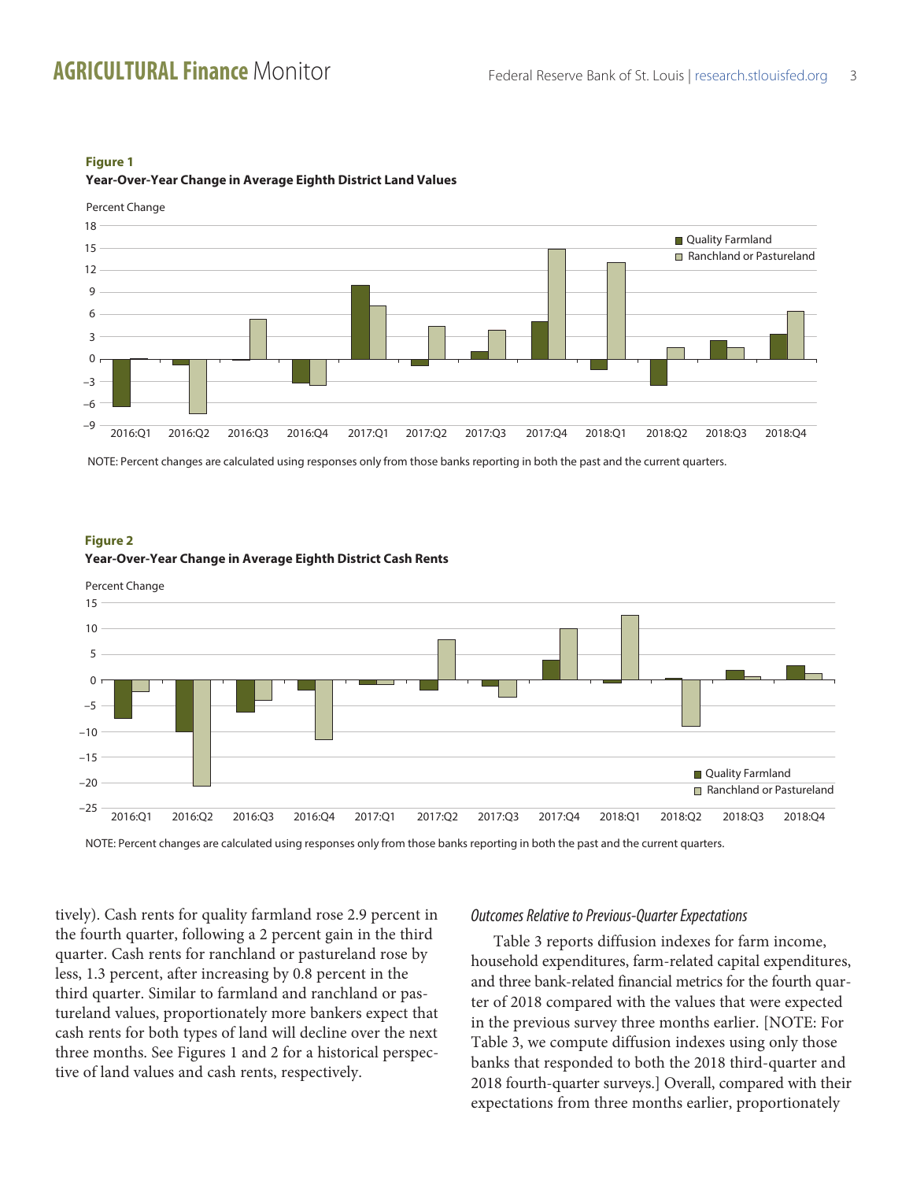**Figure 1**

**Year-Over-Year Change in Average Eighth District Land Values**

NOTE: Percent changes are calculated using responses only from those banks reporting in both the past and the current quarters.

**Figure 2**

**Year-Over-Year Change in Average Eighth District Cash Rents**

NOTE: Percent changes are calculated using responses only from those banks reporting in both the past and the current quarters.

tively). Cash rents for quality farmland rose 2.9 percent in the fourth quarter, following a 2 percent gain in the third quarter. Cash rents for ranchland or pastureland rose by less, 1.3 percent, after increasing by 0.8 percent in the third quarter. Similar to farmland and ranchland or pastureland values, proportionately more bankers expect that cash rents for both types of land will decline over the next three months. See Figures 1 and 2 for a historical perspective of land values and cash rents, respectively.

### *Outcomes Relative to Previous-Quarter Expectations*

Table 3 reports diffusion indexes for farm income, household expenditures, farm-related capital expenditures, and three bank-related financial metrics for the fourth quarter of 2018 compared with the values that were expected in the previous survey three months earlier. [NOTE: For Table 3, we compute diffusion indexes using only those banks that responded to both the 2018 third-quarter and 2018 fourth-quarter surveys.] Overall, compared with their expectations from three months earlier, proportionately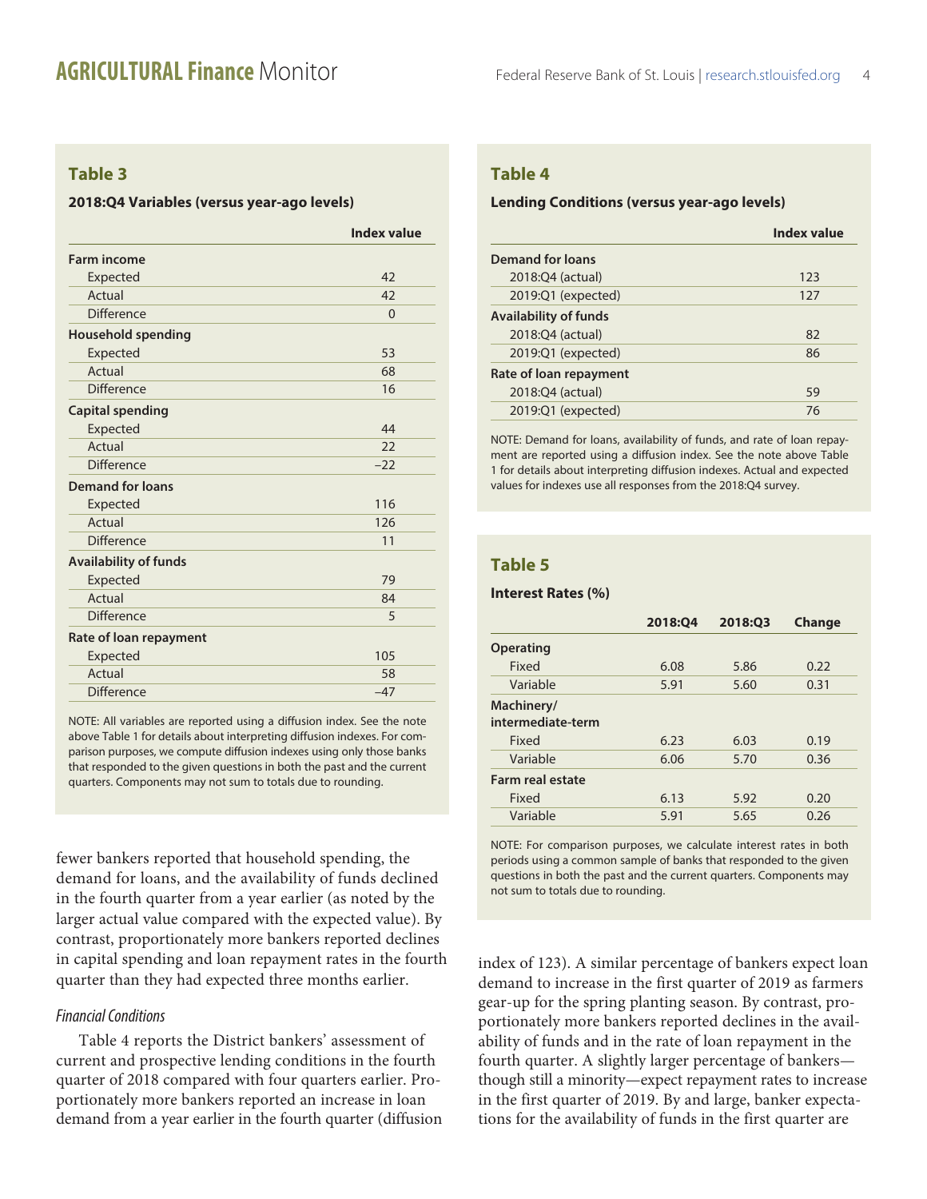### Table 3

**2018:Q4 Variables (versus year-ago levels)**

| | Index value |
|---|---|
| **Farm income** | |
| Expected | 42 |
| Actual | 42 |
| Difference | 0 |
| **Household spending** | |
| Expected | 53 |
| Actual | 68 |
| Difference | 16 |
| **Capital spending** | |
| Expected | 44 |
| Actual | 22 |
| Difference | –22 |
| **Demand for loans** | |
| Expected | 116 |
| Actual | 126 |
| Difference | 11 |
| **Availability of funds** | |
| Expected | 79 |
| Actual | 84 |
| Difference | 5 |
| **Rate of loan repayment** | |
| Expected | 105 |
| Actual | 58 |
| Difference | –47 |

NOTE: All variables are reported using a diffusion index. See the note above Table 1 for details about interpreting diffusion indexes. For comparison purposes, we compute diffusion indexes using only those banks that responded to the given questions in both the past and the current quarters. Components may not sum to totals due to rounding.

fewer bankers reported that household spending, the demand for loans, and the availability of funds declined in the fourth quarter from a year earlier (as noted by the larger actual value compared with the expected value). By contrast, proportionately more bankers reported declines in capital spending and loan repayment rates in the fourth quarter than they had expected three months earlier.

*Financial Conditions*

Table 4 reports the District bankers' assessment of current and prospective lending conditions in the fourth quarter of 2018 compared with four quarters earlier. Proportionately more bankers reported an increase in loan demand from a year earlier in the fourth quarter (diffusion index of 123). A similar percentage of bankers expect loan demand to increase in the first quarter of 2019 as farmers gear-up for the spring planting season. By contrast, proportionately more bankers reported declines in the availability of funds and in the rate of loan repayment in the fourth quarter. A slightly larger percentage of bankers—though still a minority—expect repayment rates to increase in the first quarter of 2019. By and large, banker expectations for the availability of funds in the first quarter are

### Table 4

**Lending Conditions (versus year-ago levels)**

| | Index value |
|---|---|
| **Demand for loans** | |
| 2018:Q4 (actual) | 123 |
| 2019:Q1 (expected) | 127 |
| **Availability of funds** | |
| 2018:Q4 (actual) | 82 |
| 2019:Q1 (expected) | 86 |
| **Rate of loan repayment** | |
| 2018:Q4 (actual) | 59 |
| 2019:Q1 (expected) | 76 |

NOTE: Demand for loans, availability of funds, and rate of loan repayment are reported using a diffusion index. See the note above Table 1 for details about interpreting diffusion indexes. Actual and expected values for indexes use all responses from the 2018:Q4 survey.

### Table 5

**Interest Rates (%)**

| | 2018:Q4 | 2018:Q3 | Change |
|---|---|---|---|
| **Operating** | | | |
| Fixed | 6.08 | 5.86 | 0.22 |
| Variable | 5.91 | 5.60 | 0.31 |
| **Machinery/ intermediate-term** | | | |
| Fixed | 6.23 | 6.03 | 0.19 |
| Variable | 6.06 | 5.70 | 0.36 |
| **Farm real estate** | | | |
| Fixed | 6.13 | 5.92 | 0.20 |
| Variable | 5.91 | 5.65 | 0.26 |

NOTE: For comparison purposes, we calculate interest rates in both periods using a common sample of banks that responded to the given questions in both the past and the current quarters. Components may not sum to totals due to rounding.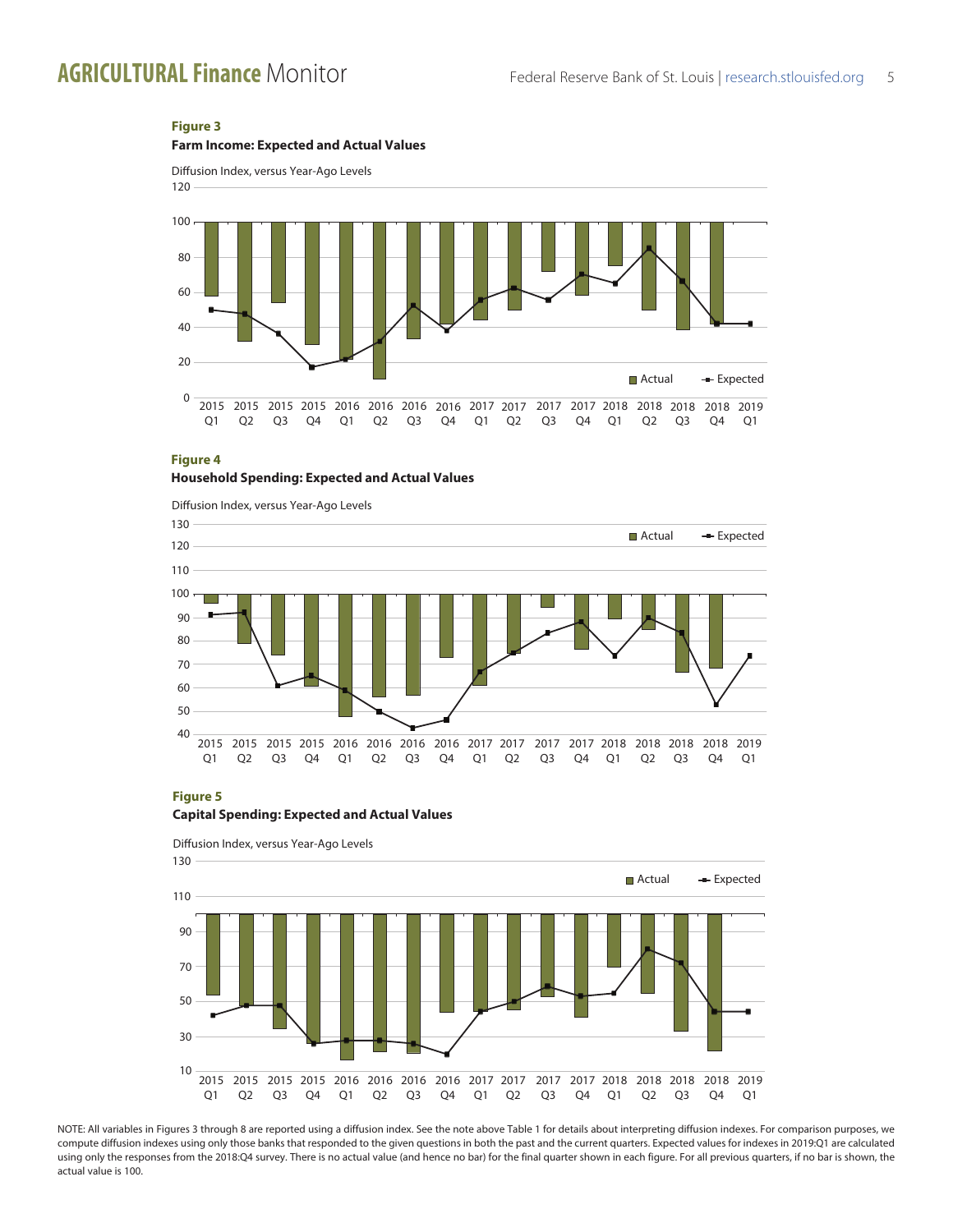**Figure 3**

**Farm Income: Expected and Actual Values**

Diffusion Index, versus Year-Ago Levels

**Figure 4**

**Household Spending: Expected and Actual Values**

Diffusion Index, versus Year-Ago Levels

**Figure 5**

**Capital Spending: Expected and Actual Values**

Diffusion Index, versus Year-Ago Levels

NOTE: All variables in Figures 3 through 8 are reported using a diffusion index. See the note above Table 1 for details about interpreting diffusion indexes. For comparison purposes, we compute diffusion indexes using only those banks that responded to the given questions in both the past and the current quarters. Expected values for indexes in 2019:Q1 are calculated using only the responses from the 2018:Q4 survey. There is no actual value (and hence no bar) for the final quarter shown in each figure. For all previous quarters, if no bar is shown, the actual value is 100.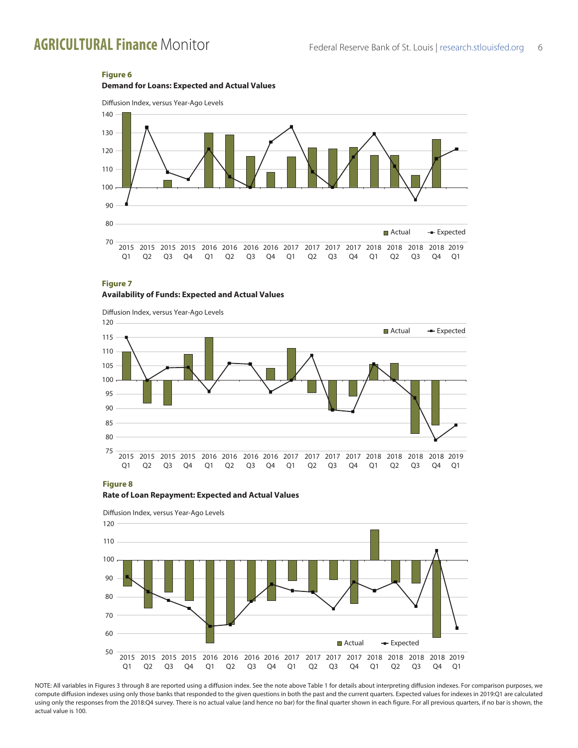**Figure 6**

**Demand for Loans: Expected and Actual Values**

Diffusion Index, versus Year-Ago Levels

**Figure 7**

**Availability of Funds: Expected and Actual Values**

Diffusion Index, versus Year-Ago Levels

**Figure 8**

**Rate of Loan Repayment: Expected and Actual Values**

Diffusion Index, versus Year-Ago Levels

NOTE: All variables in Figures 3 through 8 are reported using a diffusion index. See the note above Table 1 for details about interpreting diffusion indexes. For comparison purposes, we compute diffusion indexes using only those banks that responded to the given questions in both the past and the current quarters. Expected values for indexes in 2019:Q1 are calculated using only the responses from the 2018:Q4 survey. There is no actual value (and hence no bar) for the final quarter shown in each figure. For all previous quarters, if no bar is shown, the actual value is 100.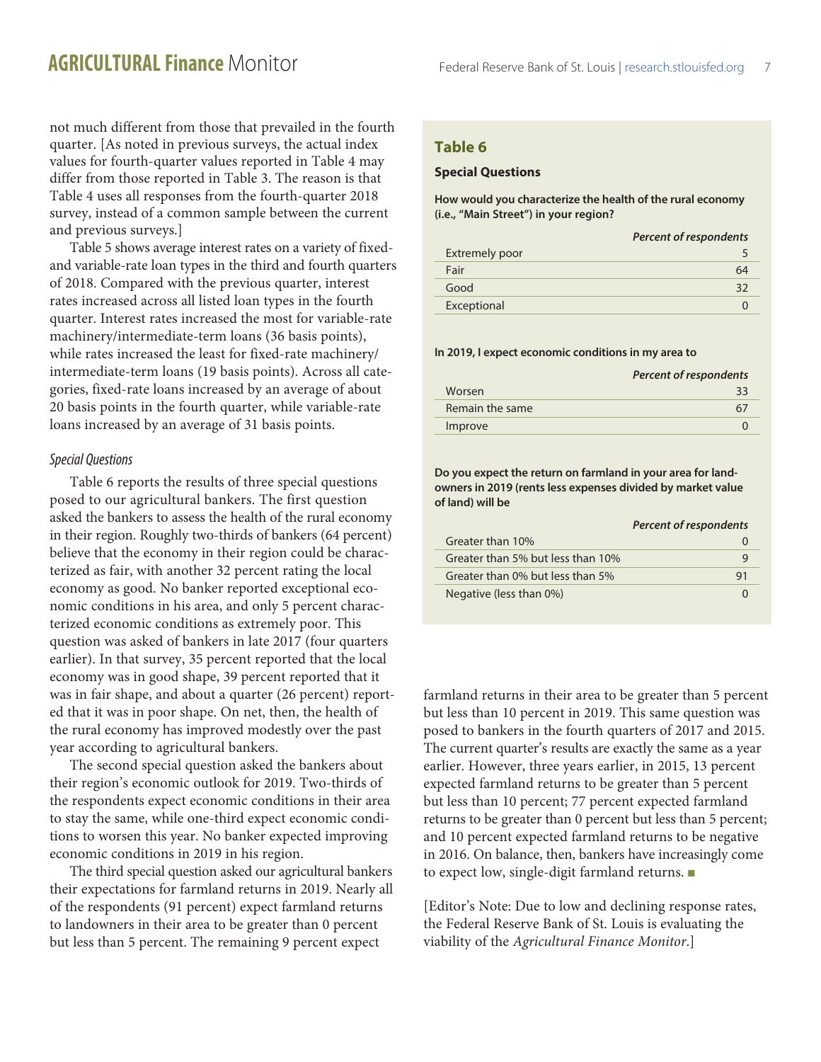not much different from those that prevailed in the fourth quarter. [As noted in previous surveys, the actual index values for fourth-quarter values reported in Table 4 may differ from those reported in Table 3. The reason is that Table 4 uses all responses from the fourth-quarter 2018 survey, instead of a common sample between the current and previous surveys.]

Table 5 shows average interest rates on a variety of fixed- and variable-rate loan types in the third and fourth quarters of 2018. Compared with the previous quarter, interest rates increased across all listed loan types in the fourth quarter. Interest rates increased the most for variable-rate machinery/intermediate-term loans (36 basis points), while rates increased the least for fixed-rate machinery/intermediate-term loans (19 basis points). Across all categories, fixed-rate loans increased by an average of about 20 basis points in the fourth quarter, while variable-rate loans increased by an average of 31 basis points.

### *Special Questions*

Table 6 reports the results of three special questions posed to our agricultural bankers. The first question asked the bankers to assess the health of the rural economy in their region. Roughly two-thirds of bankers (64 percent) believe that the economy in their region could be characterized as fair, with another 32 percent rating the local economy as good. No banker reported exceptional economic conditions in his area, and only 5 percent characterized economic conditions as extremely poor. This question was asked of bankers in late 2017 (four quarters earlier). In that survey, 35 percent reported that the local economy was in good shape, 39 percent reported that it was in fair shape, and about a quarter (26 percent) reported that it was in poor shape. On net, then, the health of the rural economy has improved modestly over the past year according to agricultural bankers.

The second special question asked the bankers about their region's economic outlook for 2019. Two-thirds of the respondents expect economic conditions in their area to stay the same, while one-third expect economic conditions to worsen this year. No banker expected improving economic conditions in 2019 in his region.

The third special question asked our agricultural bankers their expectations for farmland returns in 2019. Nearly all of the respondents (91 percent) expect farmland returns to landowners in their area to be greater than 0 percent but less than 5 percent. The remaining 9 percent expect farmland returns in their area to be greater than 5 percent but less than 10 percent in 2019. This same question was posed to bankers in the fourth quarters of 2017 and 2015. The current quarter's results are exactly the same as a year earlier. However, three years earlier, in 2015, 13 percent expected farmland returns to be greater than 5 percent but less than 10 percent; 77 percent expected farmland returns to be greater than 0 percent but less than 5 percent; and 10 percent expected farmland returns to be negative in 2016. On balance, then, bankers have increasingly come to expect low, single-digit farmland returns. ■

[Editor's Note: Due to low and declining response rates, the Federal Reserve Bank of St. Louis is evaluating the viability of the *Agricultural Finance Monitor*.]

## Table 6

**Special Questions**

**How would you characterize the health of the rural economy (i.e., "Main Street") in your region?**

| | *Percent of respondents* |
|---|---|
| Extremely poor | 5 |
| Fair | 64 |
| Good | 32 |
| Exceptional | 0 |

**In 2019, I expect economic conditions in my area to**

| | *Percent of respondents* |
|---|---|
| Worsen | 33 |
| Remain the same | 67 |
| Improve | 0 |

**Do you expect the return on farmland in your area for landowners in 2019 (rents less expenses divided by market value of land) will be**

| | *Percent of respondents* |
|---|---|
| Greater than 10% | 0 |
| Greater than 5% but less than 10% | 9 |
| Greater than 0% but less than 5% | 91 |
| Negative (less than 0%) | 0 |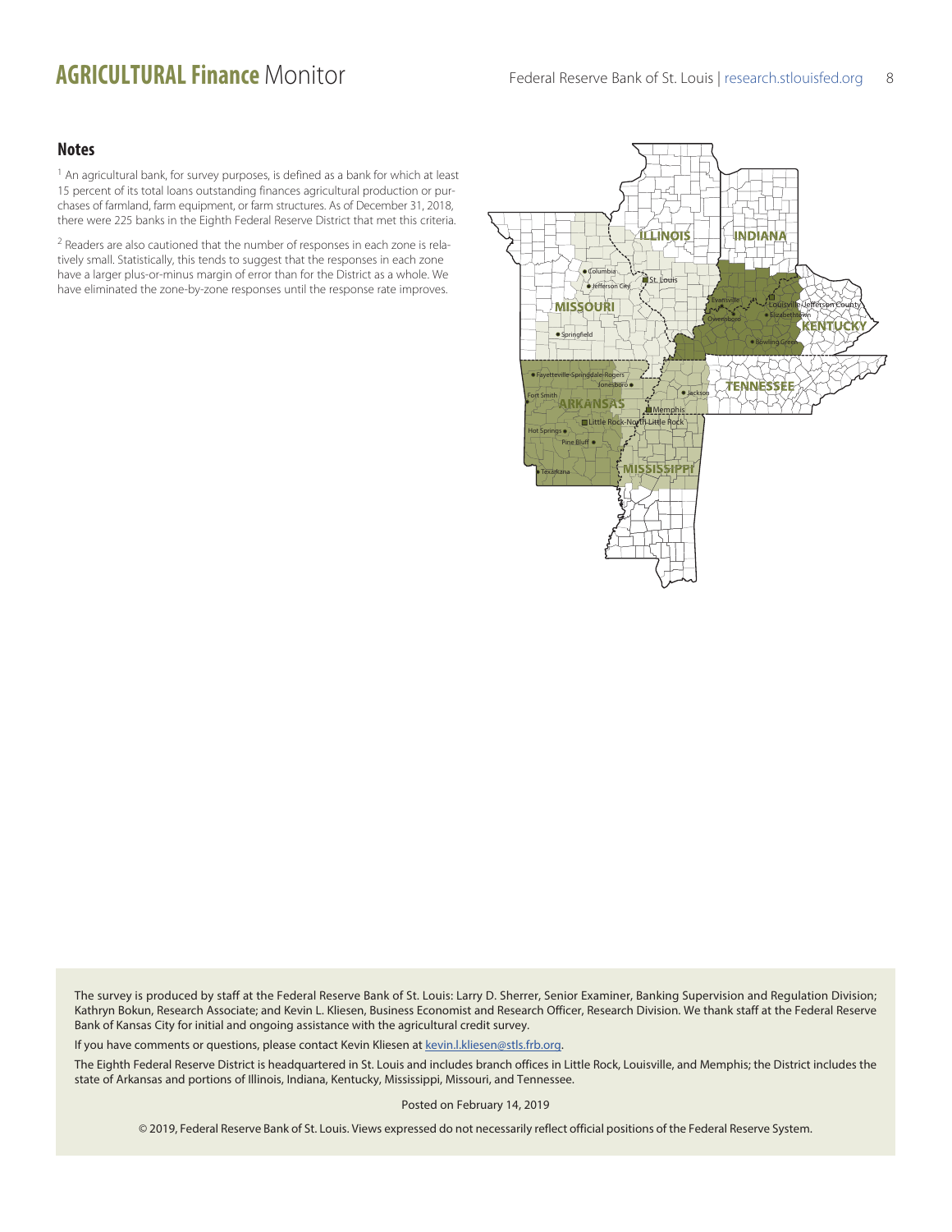## Notes

[1] An agricultural bank, for survey purposes, is defined as a bank for which at least 15 percent of its total loans outstanding finances agricultural production or purchases of farmland, farm equipment, or farm structures. As of December 31, 2018, there were 225 banks in the Eighth Federal Reserve District that met this criteria.

[2] Readers are also cautioned that the number of responses in each zone is relatively small. Statistically, this tends to suggest that the responses in each zone have a larger plus-or-minus margin of error than for the District as a whole. We have eliminated the zone-by-zone responses until the response rate improves.

ILLINOIS
INDIANA
MISSOURI
KENTUCKY
TENNESSEE
ARKANSAS
MISSISSIPPI
Columbia
Jefferson City
St. Louis
Springfield
Evansville
Owensboro
Louisville-Jefferson County
Elizabethtown
Bowling Green
Fayetteville-Springdale-Rogers
Jonesboro
Fort Smith
Jackson
Memphis
Little Rock-North Little Rock
Hot Springs
Pine Bluff
Texarkana

The survey is produced by staff at the Federal Reserve Bank of St. Louis: Larry D. Sherrer, Senior Examiner, Banking Supervision and Regulation Division; Kathryn Bokun, Research Associate; and Kevin L. Kliesen, Business Economist and Research Officer, Research Division. We thank staff at the Federal Reserve Bank of Kansas City for initial and ongoing assistance with the agricultural credit survey.

If you have comments or questions, please contact Kevin Kliesen at kevin.l.kliesen@stls.frb.org.

The Eighth Federal Reserve District is headquartered in St. Louis and includes branch offices in Little Rock, Louisville, and Memphis; the District includes the state of Arkansas and portions of Illinois, Indiana, Kentucky, Mississippi, Missouri, and Tennessee.

Posted on February 14, 2019

© 2019, Federal Reserve Bank of St. Louis. Views expressed do not necessarily reflect official positions of the Federal Reserve System.